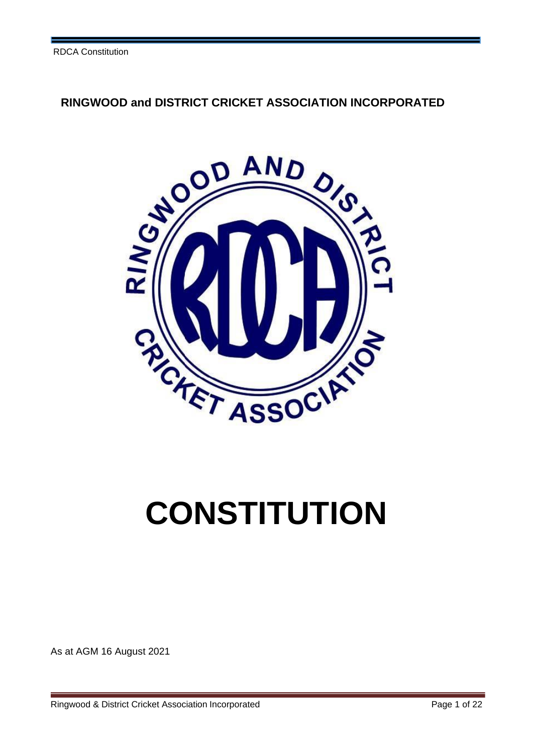**RINGWOOD and DISTRICT CRICKET ASSOCIATION INCORPORATED**

# CONSTITUTION

As at AGM 16 August 2021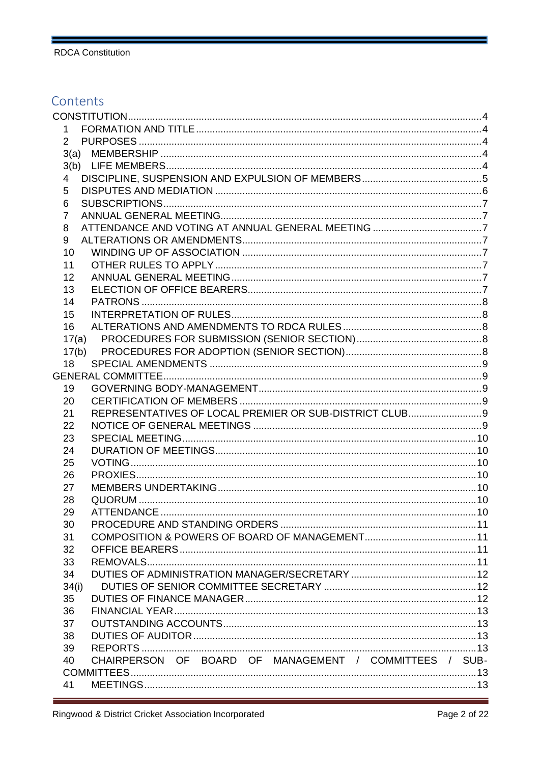## Contents

CONSTITUTION ..... 4

- 1 FORMATION AND TITLE ..... 4
- 2 PURPOSES ..... 4
- 3(a) MEMBERSHIP ..... 4
- 3(b) LIFE MEMBERS ..... 4
- 4 DISCIPLINE, SUSPENSION AND EXPULSION OF MEMBERS ..... 5
- 5 DISPUTES AND MEDIATION ..... 6
- 6 SUBSCRIPTIONS ..... 7
- 7 ANNUAL GENERAL MEETING ..... 7
- 8 ATTENDANCE AND VOTING AT ANNUAL GENERAL MEETING ..... 7
- 9 ALTERATIONS OR AMENDMENTS ..... 7
- 10 WINDING UP OF ASSOCIATION ..... 7
- 11 OTHER RULES TO APPLY ..... 7
- 12 ANNUAL GENERAL MEETING ..... 7
- 13 ELECTION OF OFFICE BEARERS ..... 7
- 14 PATRONS ..... 8
- 15 INTERPRETATION OF RULES ..... 8
- 16 ALTERATIONS AND AMENDMENTS TO RDCA RULES ..... 8
- 17(a) PROCEDURES FOR SUBMISSION (SENIOR SECTION) ..... 8
- 17(b) PROCEDURES FOR ADOPTION (SENIOR SECTION) ..... 8
- 18 SPECIAL AMENDMENTS ..... 9

GENERAL COMMITTEE ..... 9

- 19 GOVERNING BODY-MANAGEMENT ..... 9
- 20 CERTIFICATION OF MEMBERS ..... 9
- 21 REPRESENTATIVES OF LOCAL PREMIER OR SUB-DISTRICT CLUB ..... 9
- 22 NOTICE OF GENERAL MEETINGS ..... 9
- 23 SPECIAL MEETING ..... 10
- 24 DURATION OF MEETINGS ..... 10
- 25 VOTING ..... 10
- 26 PROXIES ..... 10
- 27 MEMBERS UNDERTAKING ..... 10
- 28 QUORUM ..... 10
- 29 ATTENDANCE ..... 10
- 30 PROCEDURE AND STANDING ORDERS ..... 11
- 31 COMPOSITION & POWERS OF BOARD OF MANAGEMENT ..... 11
- 32 OFFICE BEARERS ..... 11
- 33 REMOVALS ..... 11
- 34 DUTIES OF ADMINISTRATION MANAGER/SECRETARY ..... 12
- 34(i) DUTIES OF SENIOR COMMITTEE SECRETARY ..... 12
- 35 DUTIES OF FINANCE MANAGER ..... 12
- 36 FINANCIAL YEAR ..... 13
- 37 OUTSTANDING ACCOUNTS ..... 13
- 38 DUTIES OF AUDITOR ..... 13
- 39 REPORTS ..... 13
- 40 CHAIRPERSON OF BOARD OF MANAGEMENT / COMMITTEES / SUB-COMMITTEES ..... 13
- 41 MEETINGS ..... 13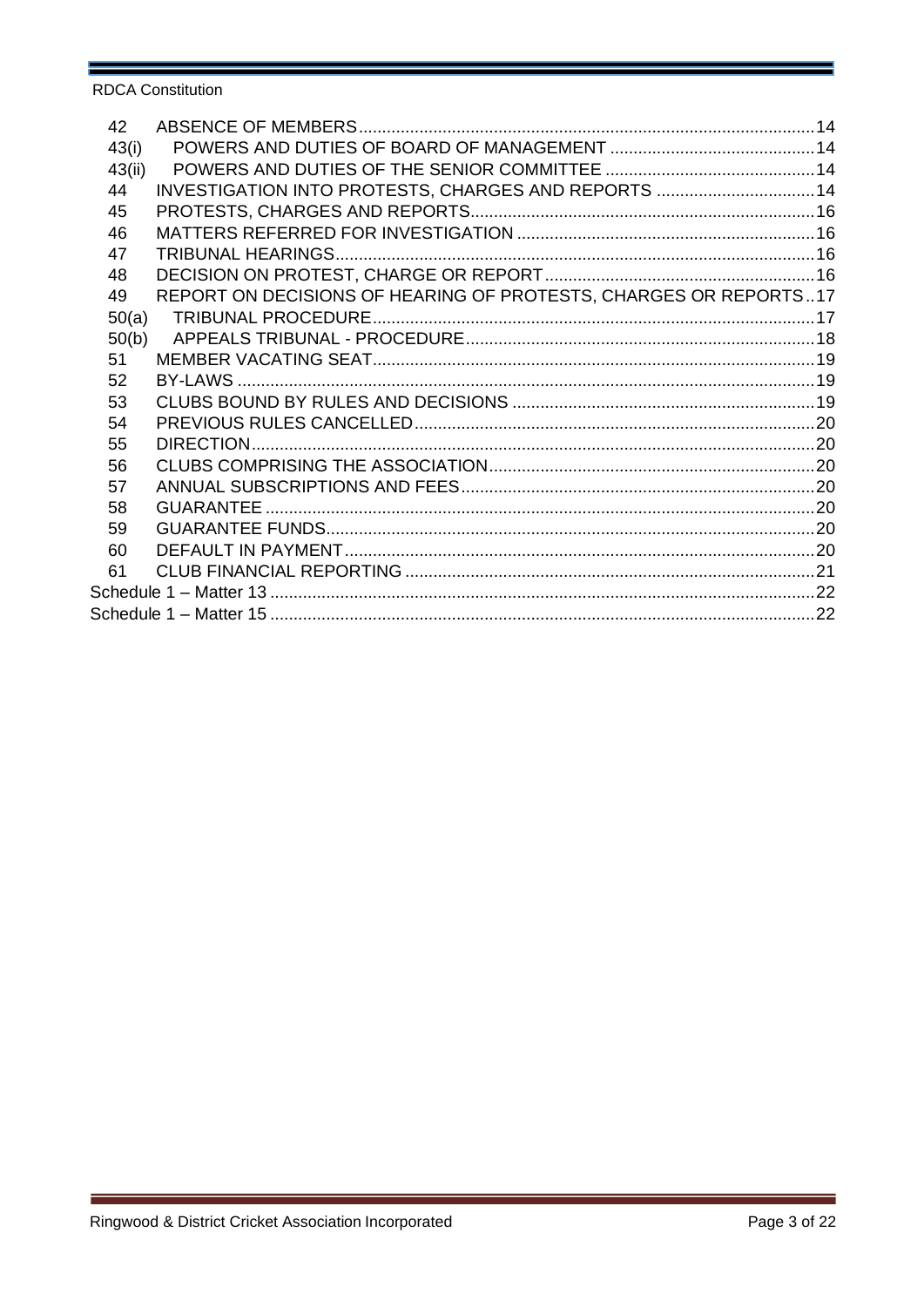| | | |
|---|---|---|
| 42 | ABSENCE OF MEMBERS | 14 |
| 43(i) | POWERS AND DUTIES OF BOARD OF MANAGEMENT | 14 |
| 43(ii) | POWERS AND DUTIES OF THE SENIOR COMMITTEE | 14 |
| 44 | INVESTIGATION INTO PROTESTS, CHARGES AND REPORTS | 14 |
| 45 | PROTESTS, CHARGES AND REPORTS | 16 |
| 46 | MATTERS REFERRED FOR INVESTIGATION | 16 |
| 47 | TRIBUNAL HEARINGS | 16 |
| 48 | DECISION ON PROTEST, CHARGE OR REPORT | 16 |
| 49 | REPORT ON DECISIONS OF HEARING OF PROTESTS, CHARGES OR REPORTS | 17 |
| 50(a) | TRIBUNAL PROCEDURE | 17 |
| 50(b) | APPEALS TRIBUNAL - PROCEDURE | 18 |
| 51 | MEMBER VACATING SEAT | 19 |
| 52 | BY-LAWS | 19 |
| 53 | CLUBS BOUND BY RULES AND DECISIONS | 19 |
| 54 | PREVIOUS RULES CANCELLED | 20 |
| 55 | DIRECTION | 20 |
| 56 | CLUBS COMPRISING THE ASSOCIATION | 20 |
| 57 | ANNUAL SUBSCRIPTIONS AND FEES | 20 |
| 58 | GUARANTEE | 20 |
| 59 | GUARANTEE FUNDS | 20 |
| 60 | DEFAULT IN PAYMENT | 20 |
| 61 | CLUB FINANCIAL REPORTING | 21 |
| Schedule 1 – Matter 13 | | 22 |
| Schedule 1 – Matter 15 | | 22 |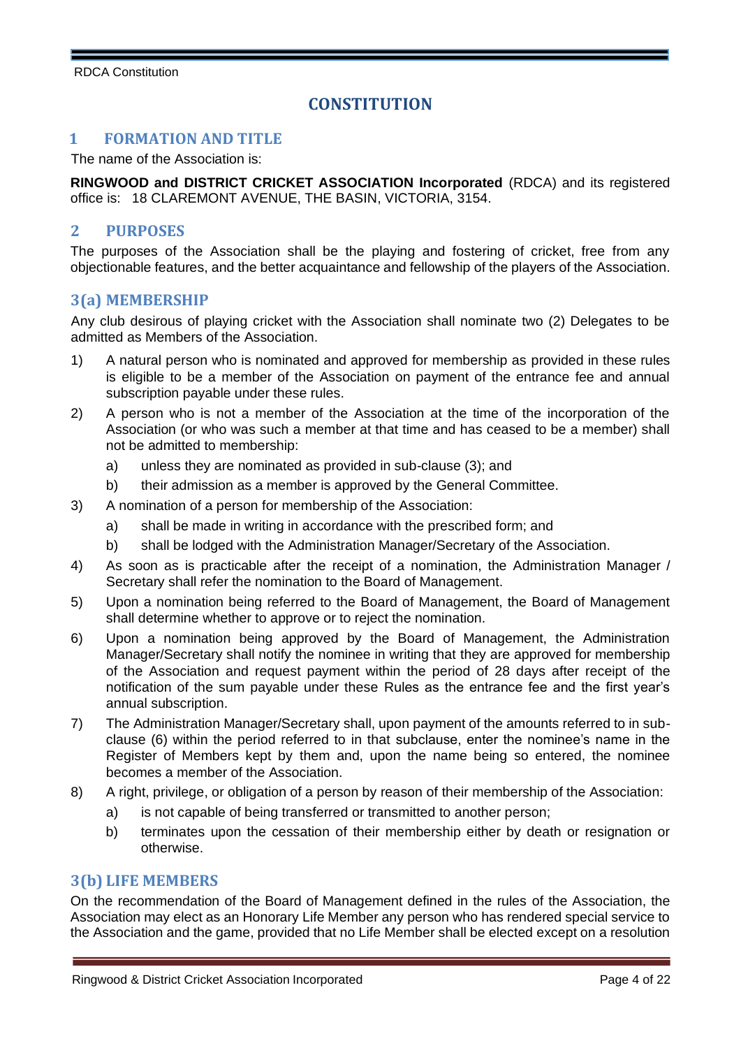# CONSTITUTION

## 1 FORMATION AND TITLE

The name of the Association is:

**RINGWOOD and DISTRICT CRICKET ASSOCIATION Incorporated** (RDCA) and its registered office is: 18 CLAREMONT AVENUE, THE BASIN, VICTORIA, 3154.

## 2 PURPOSES

The purposes of the Association shall be the playing and fostering of cricket, free from any objectionable features, and the better acquaintance and fellowship of the players of the Association.

## 3(a) MEMBERSHIP

Any club desirous of playing cricket with the Association shall nominate two (2) Delegates to be admitted as Members of the Association.

1) A natural person who is nominated and approved for membership as provided in these rules is eligible to be a member of the Association on payment of the entrance fee and annual subscription payable under these rules.
2) A person who is not a member of the Association at the time of the incorporation of the Association (or who was such a member at that time and has ceased to be a member) shall not be admitted to membership:
   a) unless they are nominated as provided in sub-clause (3); and
   b) their admission as a member is approved by the General Committee.
3) A nomination of a person for membership of the Association:
   a) shall be made in writing in accordance with the prescribed form; and
   b) shall be lodged with the Administration Manager/Secretary of the Association.
4) As soon as is practicable after the receipt of a nomination, the Administration Manager / Secretary shall refer the nomination to the Board of Management.
5) Upon a nomination being referred to the Board of Management, the Board of Management shall determine whether to approve or to reject the nomination.
6) Upon a nomination being approved by the Board of Management, the Administration Manager/Secretary shall notify the nominee in writing that they are approved for membership of the Association and request payment within the period of 28 days after receipt of the notification of the sum payable under these Rules as the entrance fee and the first year's annual subscription.
7) The Administration Manager/Secretary shall, upon payment of the amounts referred to in sub-clause (6) within the period referred to in that subclause, enter the nominee's name in the Register of Members kept by them and, upon the name being so entered, the nominee becomes a member of the Association.
8) A right, privilege, or obligation of a person by reason of their membership of the Association:
   a) is not capable of being transferred or transmitted to another person;
   b) terminates upon the cessation of their membership either by death or resignation or otherwise.

## 3(b) LIFE MEMBERS

On the recommendation of the Board of Management defined in the rules of the Association, the Association may elect as an Honorary Life Member any person who has rendered special service to the Association and the game, provided that no Life Member shall be elected except on a resolution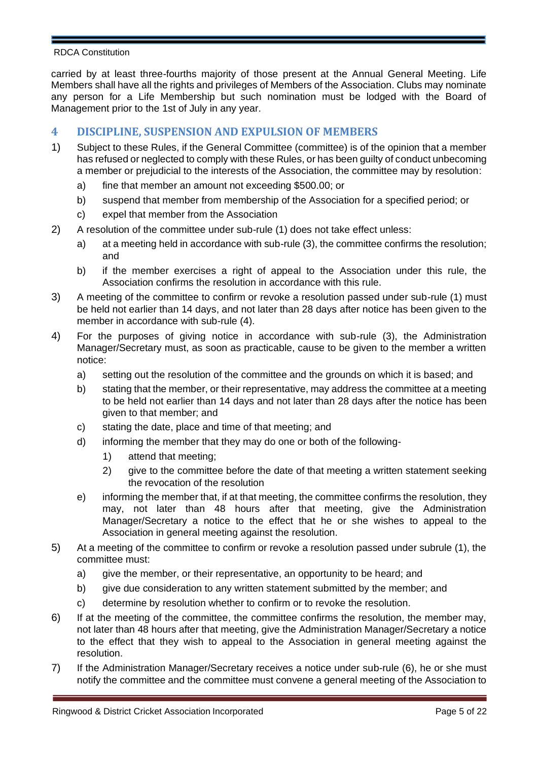carried by at least three-fourths majority of those present at the Annual General Meeting. Life Members shall have all the rights and privileges of Members of the Association. Clubs may nominate any person for a Life Membership but such nomination must be lodged with the Board of Management prior to the 1st of July in any year.

## 4 DISCIPLINE, SUSPENSION AND EXPULSION OF MEMBERS

1) Subject to these Rules, if the General Committee (committee) is of the opinion that a member has refused or neglected to comply with these Rules, or has been guilty of conduct unbecoming a member or prejudicial to the interests of the Association, the committee may by resolution:
   a) fine that member an amount not exceeding $500.00; or
   b) suspend that member from membership of the Association for a specified period; or
   c) expel that member from the Association
2) A resolution of the committee under sub-rule (1) does not take effect unless:
   a) at a meeting held in accordance with sub-rule (3), the committee confirms the resolution; and
   b) if the member exercises a right of appeal to the Association under this rule, the Association confirms the resolution in accordance with this rule.
3) A meeting of the committee to confirm or revoke a resolution passed under sub-rule (1) must be held not earlier than 14 days, and not later than 28 days after notice has been given to the member in accordance with sub-rule (4).
4) For the purposes of giving notice in accordance with sub-rule (3), the Administration Manager/Secretary must, as soon as practicable, cause to be given to the member a written notice:
   a) setting out the resolution of the committee and the grounds on which it is based; and
   b) stating that the member, or their representative, may address the committee at a meeting to be held not earlier than 14 days and not later than 28 days after the notice has been given to that member; and
   c) stating the date, place and time of that meeting; and
   d) informing the member that they may do one or both of the following-
      1) attend that meeting;
      2) give to the committee before the date of that meeting a written statement seeking the revocation of the resolution
   e) informing the member that, if at that meeting, the committee confirms the resolution, they may, not later than 48 hours after that meeting, give the Administration Manager/Secretary a notice to the effect that he or she wishes to appeal to the Association in general meeting against the resolution.
5) At a meeting of the committee to confirm or revoke a resolution passed under subrule (1), the committee must:
   a) give the member, or their representative, an opportunity to be heard; and
   b) give due consideration to any written statement submitted by the member; and
   c) determine by resolution whether to confirm or to revoke the resolution.
6) If at the meeting of the committee, the committee confirms the resolution, the member may, not later than 48 hours after that meeting, give the Administration Manager/Secretary a notice to the effect that they wish to appeal to the Association in general meeting against the resolution.
7) If the Administration Manager/Secretary receives a notice under sub-rule (6), he or she must notify the committee and the committee must convene a general meeting of the Association to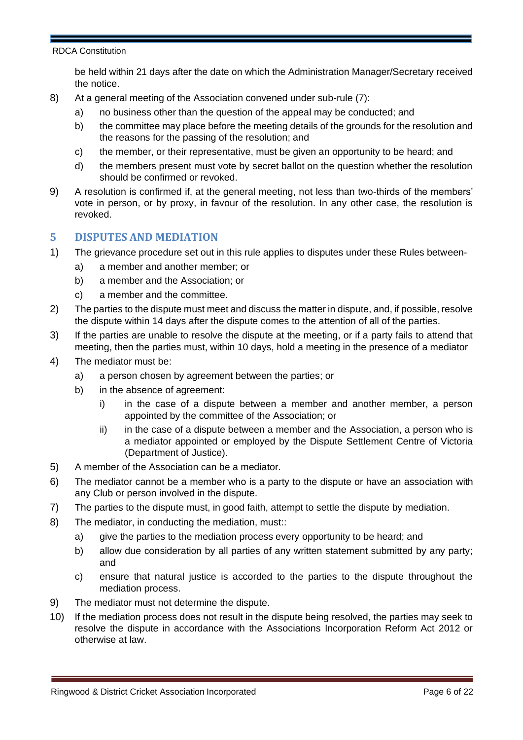be held within 21 days after the date on which the Administration Manager/Secretary received the notice.

8) At a general meeting of the Association convened under sub-rule (7):
   a) no business other than the question of the appeal may be conducted; and
   b) the committee may place before the meeting details of the grounds for the resolution and the reasons for the passing of the resolution; and
   c) the member, or their representative, must be given an opportunity to be heard; and
   d) the members present must vote by secret ballot on the question whether the resolution should be confirmed or revoked.
9) A resolution is confirmed if, at the general meeting, not less than two-thirds of the members' vote in person, or by proxy, in favour of the resolution. In any other case, the resolution is revoked.

## 5 DISPUTES AND MEDIATION

1) The grievance procedure set out in this rule applies to disputes under these Rules between-
   a) a member and another member; or
   b) a member and the Association; or
   c) a member and the committee.
2) The parties to the dispute must meet and discuss the matter in dispute, and, if possible, resolve the dispute within 14 days after the dispute comes to the attention of all of the parties.
3) If the parties are unable to resolve the dispute at the meeting, or if a party fails to attend that meeting, then the parties must, within 10 days, hold a meeting in the presence of a mediator
4) The mediator must be:
   a) a person chosen by agreement between the parties; or
   b) in the absence of agreement:
      i) in the case of a dispute between a member and another member, a person appointed by the committee of the Association; or
      ii) in the case of a dispute between a member and the Association, a person who is a mediator appointed or employed by the Dispute Settlement Centre of Victoria (Department of Justice).
5) A member of the Association can be a mediator.
6) The mediator cannot be a member who is a party to the dispute or have an association with any Club or person involved in the dispute.
7) The parties to the dispute must, in good faith, attempt to settle the dispute by mediation.
8) The mediator, in conducting the mediation, must::
   a) give the parties to the mediation process every opportunity to be heard; and
   b) allow due consideration by all parties of any written statement submitted by any party; and
   c) ensure that natural justice is accorded to the parties to the dispute throughout the mediation process.
9) The mediator must not determine the dispute.
10) If the mediation process does not result in the dispute being resolved, the parties may seek to resolve the dispute in accordance with the Associations Incorporation Reform Act 2012 or otherwise at law.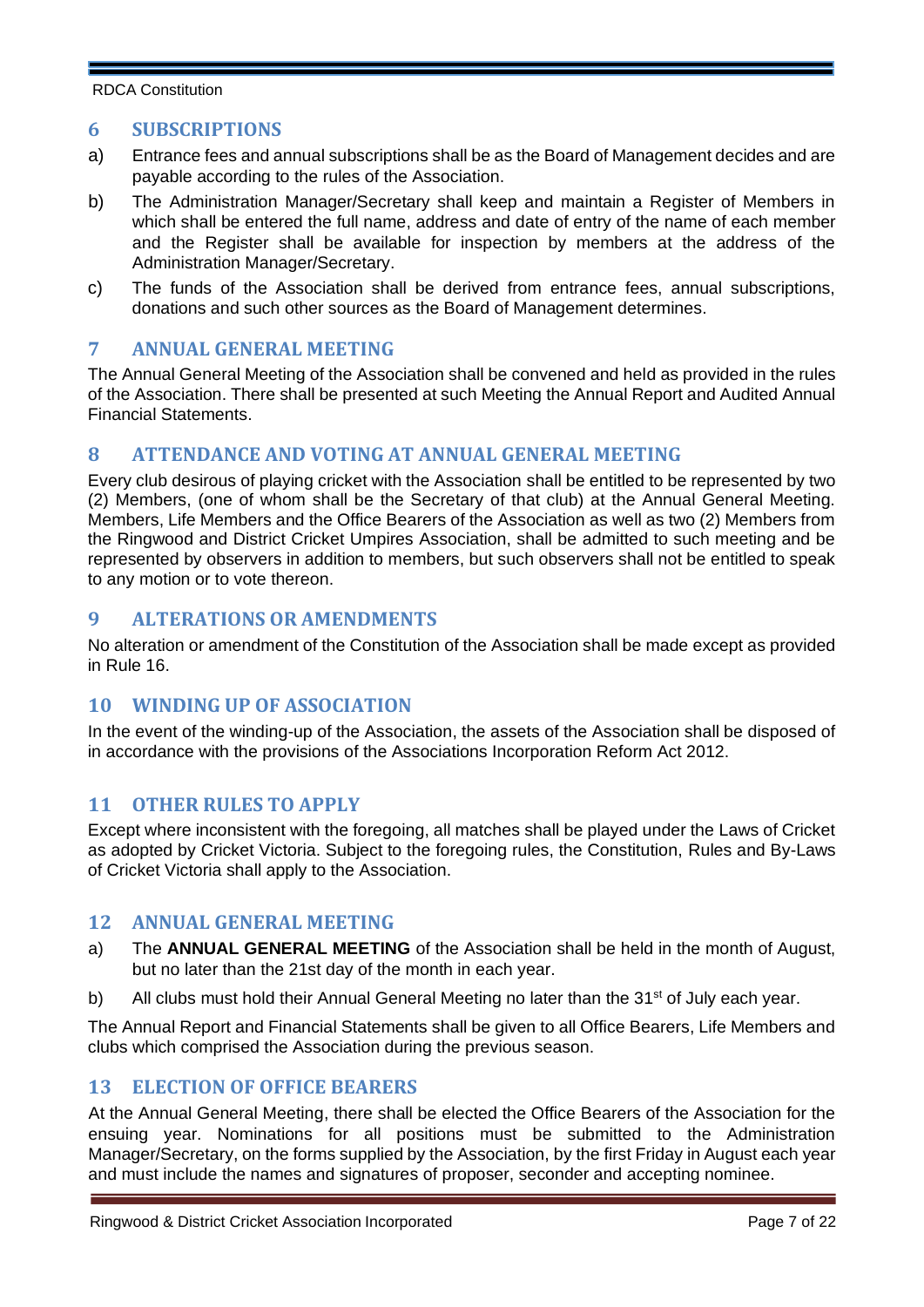## 6 SUBSCRIPTIONS

a) Entrance fees and annual subscriptions shall be as the Board of Management decides and are payable according to the rules of the Association.

b) The Administration Manager/Secretary shall keep and maintain a Register of Members in which shall be entered the full name, address and date of entry of the name of each member and the Register shall be available for inspection by members at the address of the Administration Manager/Secretary.

c) The funds of the Association shall be derived from entrance fees, annual subscriptions, donations and such other sources as the Board of Management determines.

## 7 ANNUAL GENERAL MEETING

The Annual General Meeting of the Association shall be convened and held as provided in the rules of the Association. There shall be presented at such Meeting the Annual Report and Audited Annual Financial Statements.

## 8 ATTENDANCE AND VOTING AT ANNUAL GENERAL MEETING

Every club desirous of playing cricket with the Association shall be entitled to be represented by two (2) Members, (one of whom shall be the Secretary of that club) at the Annual General Meeting. Members, Life Members and the Office Bearers of the Association as well as two (2) Members from the Ringwood and District Cricket Umpires Association, shall be admitted to such meeting and be represented by observers in addition to members, but such observers shall not be entitled to speak to any motion or to vote thereon.

## 9 ALTERATIONS OR AMENDMENTS

No alteration or amendment of the Constitution of the Association shall be made except as provided in Rule 16.

## 10 WINDING UP OF ASSOCIATION

In the event of the winding-up of the Association, the assets of the Association shall be disposed of in accordance with the provisions of the Associations Incorporation Reform Act 2012.

## 11 OTHER RULES TO APPLY

Except where inconsistent with the foregoing, all matches shall be played under the Laws of Cricket as adopted by Cricket Victoria. Subject to the foregoing rules, the Constitution, Rules and By-Laws of Cricket Victoria shall apply to the Association.

## 12 ANNUAL GENERAL MEETING

a) The **ANNUAL GENERAL MEETING** of the Association shall be held in the month of August, but no later than the 21st day of the month in each year.

b) All clubs must hold their Annual General Meeting no later than the 31st of July each year.

The Annual Report and Financial Statements shall be given to all Office Bearers, Life Members and clubs which comprised the Association during the previous season.

## 13 ELECTION OF OFFICE BEARERS

At the Annual General Meeting, there shall be elected the Office Bearers of the Association for the ensuing year. Nominations for all positions must be submitted to the Administration Manager/Secretary, on the forms supplied by the Association, by the first Friday in August each year and must include the names and signatures of proposer, seconder and accepting nominee.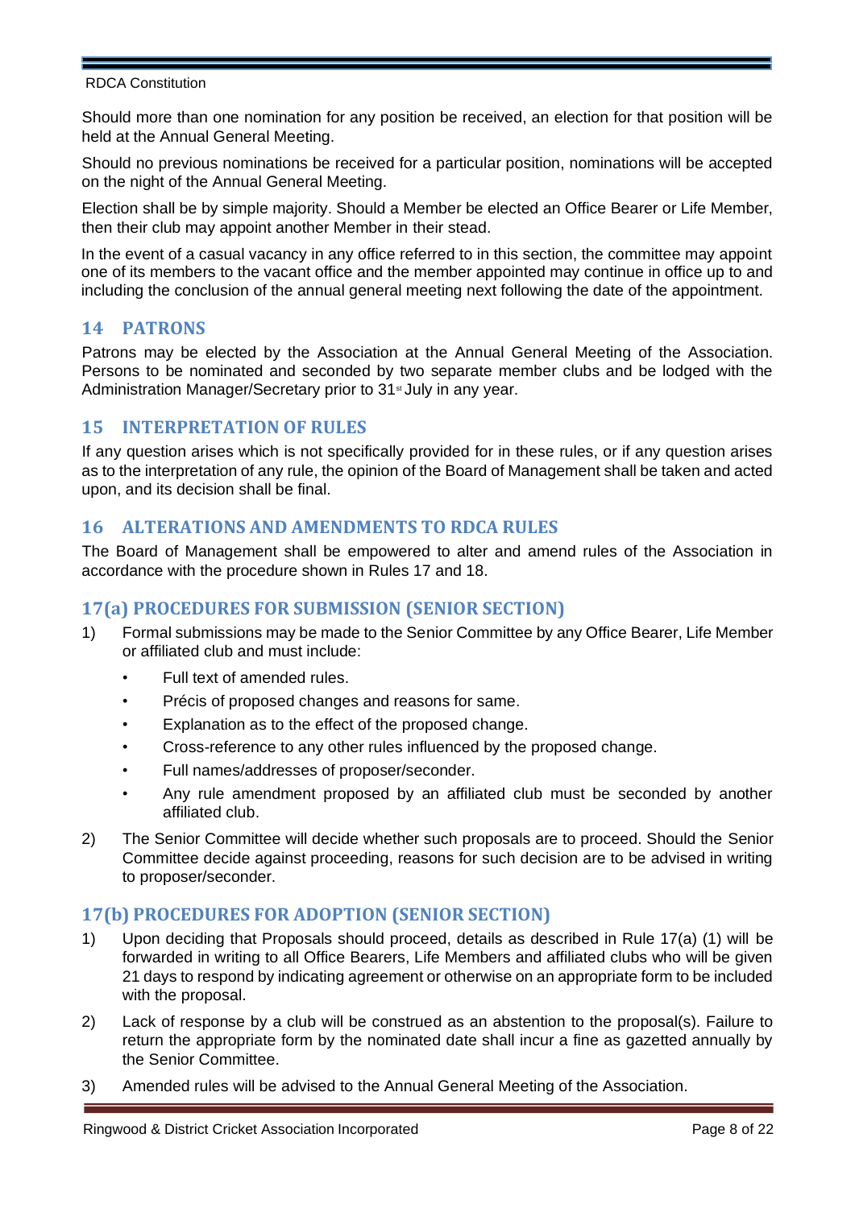Should more than one nomination for any position be received, an election for that position will be held at the Annual General Meeting.

Should no previous nominations be received for a particular position, nominations will be accepted on the night of the Annual General Meeting.

Election shall be by simple majority. Should a Member be elected an Office Bearer or Life Member, then their club may appoint another Member in their stead.

In the event of a casual vacancy in any office referred to in this section, the committee may appoint one of its members to the vacant office and the member appointed may continue in office up to and including the conclusion of the annual general meeting next following the date of the appointment.

## 14 PATRONS

Patrons may be elected by the Association at the Annual General Meeting of the Association. Persons to be nominated and seconded by two separate member clubs and be lodged with the Administration Manager/Secretary prior to 31st July in any year.

## 15 INTERPRETATION OF RULES

If any question arises which is not specifically provided for in these rules, or if any question arises as to the interpretation of any rule, the opinion of the Board of Management shall be taken and acted upon, and its decision shall be final.

## 16 ALTERATIONS AND AMENDMENTS TO RDCA RULES

The Board of Management shall be empowered to alter and amend rules of the Association in accordance with the procedure shown in Rules 17 and 18.

## 17(a) PROCEDURES FOR SUBMISSION (SENIOR SECTION)

1) Formal submissions may be made to the Senior Committee by any Office Bearer, Life Member or affiliated club and must include:
   - Full text of amended rules.
   - Précis of proposed changes and reasons for same.
   - Explanation as to the effect of the proposed change.
   - Cross-reference to any other rules influenced by the proposed change.
   - Full names/addresses of proposer/seconder.
   - Any rule amendment proposed by an affiliated club must be seconded by another affiliated club.
2) The Senior Committee will decide whether such proposals are to proceed. Should the Senior Committee decide against proceeding, reasons for such decision are to be advised in writing to proposer/seconder.

## 17(b) PROCEDURES FOR ADOPTION (SENIOR SECTION)

1) Upon deciding that Proposals should proceed, details as described in Rule 17(a) (1) will be forwarded in writing to all Office Bearers, Life Members and affiliated clubs who will be given 21 days to respond by indicating agreement or otherwise on an appropriate form to be included with the proposal.
2) Lack of response by a club will be construed as an abstention to the proposal(s). Failure to return the appropriate form by the nominated date shall incur a fine as gazetted annually by the Senior Committee.
3) Amended rules will be advised to the Annual General Meeting of the Association.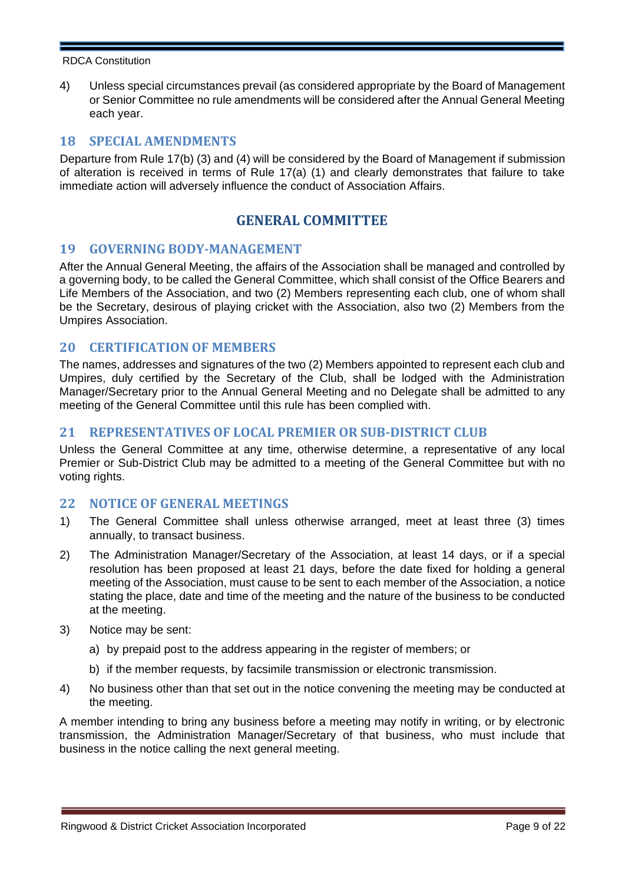4) Unless special circumstances prevail (as considered appropriate by the Board of Management or Senior Committee no rule amendments will be considered after the Annual General Meeting each year.

## 18 SPECIAL AMENDMENTS

Departure from Rule 17(b) (3) and (4) will be considered by the Board of Management if submission of alteration is received in terms of Rule 17(a) (1) and clearly demonstrates that failure to take immediate action will adversely influence the conduct of Association Affairs.

# GENERAL COMMITTEE

## 19 GOVERNING BODY-MANAGEMENT

After the Annual General Meeting, the affairs of the Association shall be managed and controlled by a governing body, to be called the General Committee, which shall consist of the Office Bearers and Life Members of the Association, and two (2) Members representing each club, one of whom shall be the Secretary, desirous of playing cricket with the Association, also two (2) Members from the Umpires Association.

## 20 CERTIFICATION OF MEMBERS

The names, addresses and signatures of the two (2) Members appointed to represent each club and Umpires, duly certified by the Secretary of the Club, shall be lodged with the Administration Manager/Secretary prior to the Annual General Meeting and no Delegate shall be admitted to any meeting of the General Committee until this rule has been complied with.

## 21 REPRESENTATIVES OF LOCAL PREMIER OR SUB-DISTRICT CLUB

Unless the General Committee at any time, otherwise determine, a representative of any local Premier or Sub-District Club may be admitted to a meeting of the General Committee but with no voting rights.

## 22 NOTICE OF GENERAL MEETINGS

1) The General Committee shall unless otherwise arranged, meet at least three (3) times annually, to transact business.

2) The Administration Manager/Secretary of the Association, at least 14 days, or if a special resolution has been proposed at least 21 days, before the date fixed for holding a general meeting of the Association, must cause to be sent to each member of the Association, a notice stating the place, date and time of the meeting and the nature of the business to be conducted at the meeting.

3) Notice may be sent:

   a) by prepaid post to the address appearing in the register of members; or

   b) if the member requests, by facsimile transmission or electronic transmission.

4) No business other than that set out in the notice convening the meeting may be conducted at the meeting.

A member intending to bring any business before a meeting may notify in writing, or by electronic transmission, the Administration Manager/Secretary of that business, who must include that business in the notice calling the next general meeting.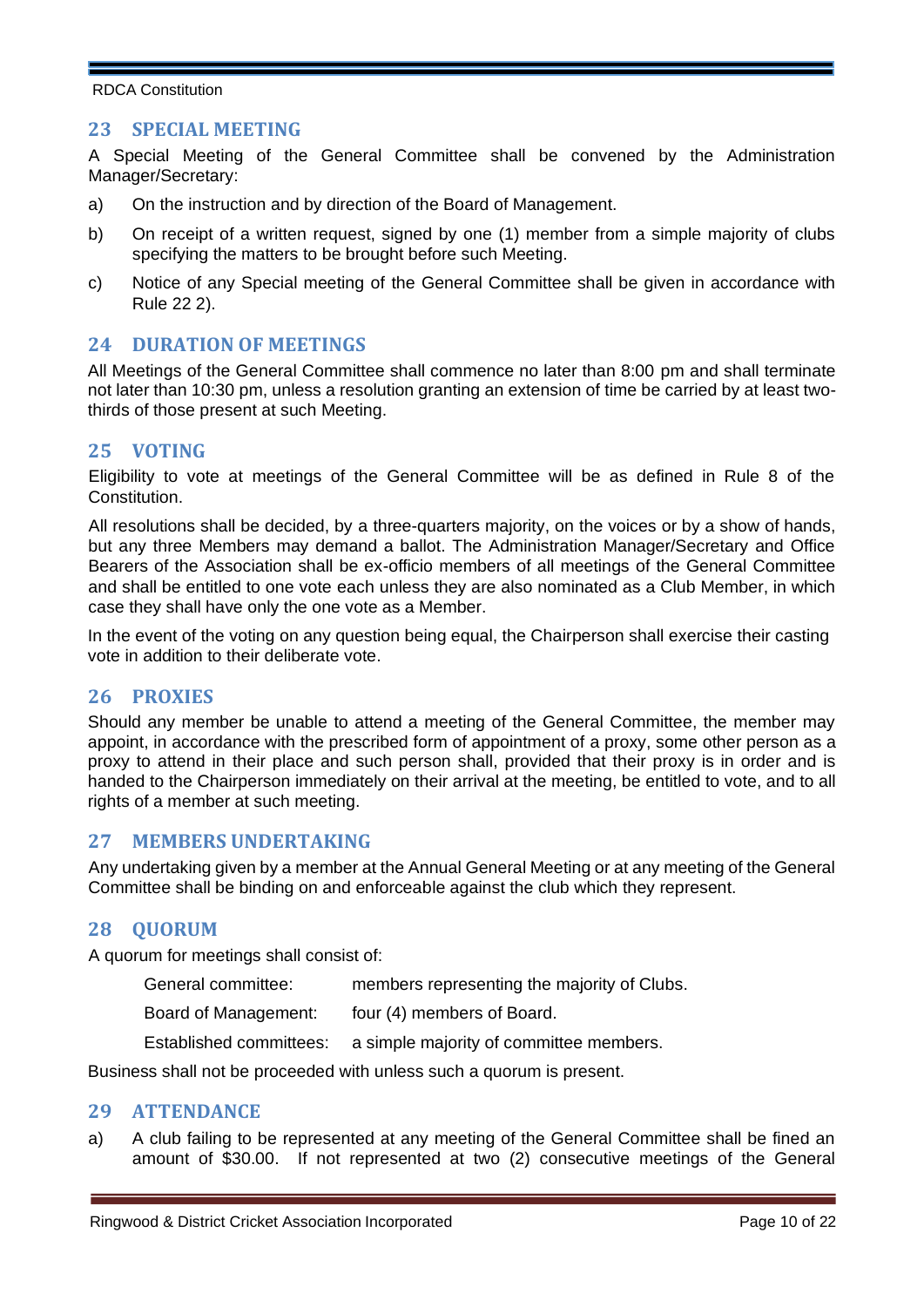## 23 SPECIAL MEETING

A Special Meeting of the General Committee shall be convened by the Administration Manager/Secretary:

a) On the instruction and by direction of the Board of Management.

b) On receipt of a written request, signed by one (1) member from a simple majority of clubs specifying the matters to be brought before such Meeting.

c) Notice of any Special meeting of the General Committee shall be given in accordance with Rule 22 2).

## 24 DURATION OF MEETINGS

All Meetings of the General Committee shall commence no later than 8:00 pm and shall terminate not later than 10:30 pm, unless a resolution granting an extension of time be carried by at least two-thirds of those present at such Meeting.

## 25 VOTING

Eligibility to vote at meetings of the General Committee will be as defined in Rule 8 of the Constitution.

All resolutions shall be decided, by a three-quarters majority, on the voices or by a show of hands, but any three Members may demand a ballot. The Administration Manager/Secretary and Office Bearers of the Association shall be ex-officio members of all meetings of the General Committee and shall be entitled to one vote each unless they are also nominated as a Club Member, in which case they shall have only the one vote as a Member.

In the event of the voting on any question being equal, the Chairperson shall exercise their casting vote in addition to their deliberate vote.

## 26 PROXIES

Should any member be unable to attend a meeting of the General Committee, the member may appoint, in accordance with the prescribed form of appointment of a proxy, some other person as a proxy to attend in their place and such person shall, provided that their proxy is in order and is handed to the Chairperson immediately on their arrival at the meeting, be entitled to vote, and to all rights of a member at such meeting.

## 27 MEMBERS UNDERTAKING

Any undertaking given by a member at the Annual General Meeting or at any meeting of the General Committee shall be binding on and enforceable against the club which they represent.

## 28 QUORUM

A quorum for meetings shall consist of:

| | |
|---|---|
| General committee: | members representing the majority of Clubs. |
| Board of Management: | four (4) members of Board. |
| Established committees: | a simple majority of committee members. |

Business shall not be proceeded with unless such a quorum is present.

## 29 ATTENDANCE

a) A club failing to be represented at any meeting of the General Committee shall be fined an amount of $30.00. If not represented at two (2) consecutive meetings of the General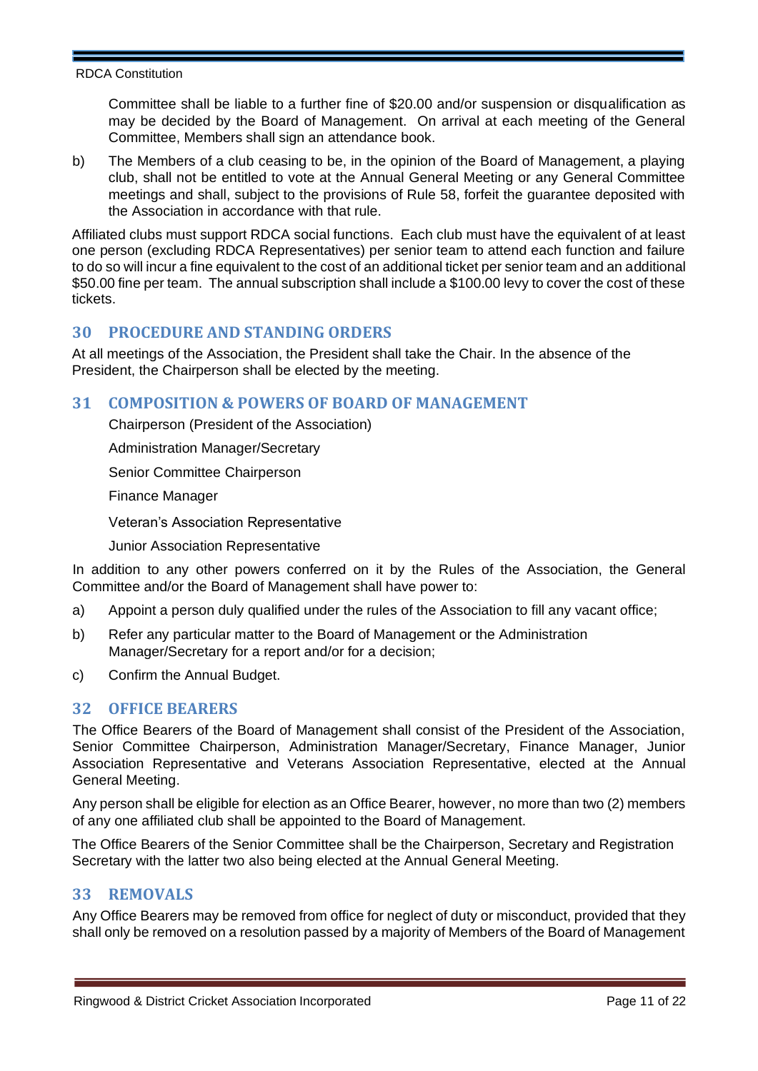Committee shall be liable to a further fine of $20.00 and/or suspension or disqualification as may be decided by the Board of Management. On arrival at each meeting of the General Committee, Members shall sign an attendance book.

b) The Members of a club ceasing to be, in the opinion of the Board of Management, a playing club, shall not be entitled to vote at the Annual General Meeting or any General Committee meetings and shall, subject to the provisions of Rule 58, forfeit the guarantee deposited with the Association in accordance with that rule.

Affiliated clubs must support RDCA social functions. Each club must have the equivalent of at least one person (excluding RDCA Representatives) per senior team to attend each function and failure to do so will incur a fine equivalent to the cost of an additional ticket per senior team and an additional $50.00 fine per team. The annual subscription shall include a $100.00 levy to cover the cost of these tickets.

## 30 PROCEDURE AND STANDING ORDERS

At all meetings of the Association, the President shall take the Chair. In the absence of the President, the Chairperson shall be elected by the meeting.

## 31 COMPOSITION & POWERS OF BOARD OF MANAGEMENT

Chairperson (President of the Association)

Administration Manager/Secretary

Senior Committee Chairperson

Finance Manager

Veteran's Association Representative

Junior Association Representative

In addition to any other powers conferred on it by the Rules of the Association, the General Committee and/or the Board of Management shall have power to:

a) Appoint a person duly qualified under the rules of the Association to fill any vacant office;

b) Refer any particular matter to the Board of Management or the Administration Manager/Secretary for a report and/or for a decision;

c) Confirm the Annual Budget.

## 32 OFFICE BEARERS

The Office Bearers of the Board of Management shall consist of the President of the Association, Senior Committee Chairperson, Administration Manager/Secretary, Finance Manager, Junior Association Representative and Veterans Association Representative, elected at the Annual General Meeting.

Any person shall be eligible for election as an Office Bearer, however, no more than two (2) members of any one affiliated club shall be appointed to the Board of Management.

The Office Bearers of the Senior Committee shall be the Chairperson, Secretary and Registration Secretary with the latter two also being elected at the Annual General Meeting.

## 33 REMOVALS

Any Office Bearers may be removed from office for neglect of duty or misconduct, provided that they shall only be removed on a resolution passed by a majority of Members of the Board of Management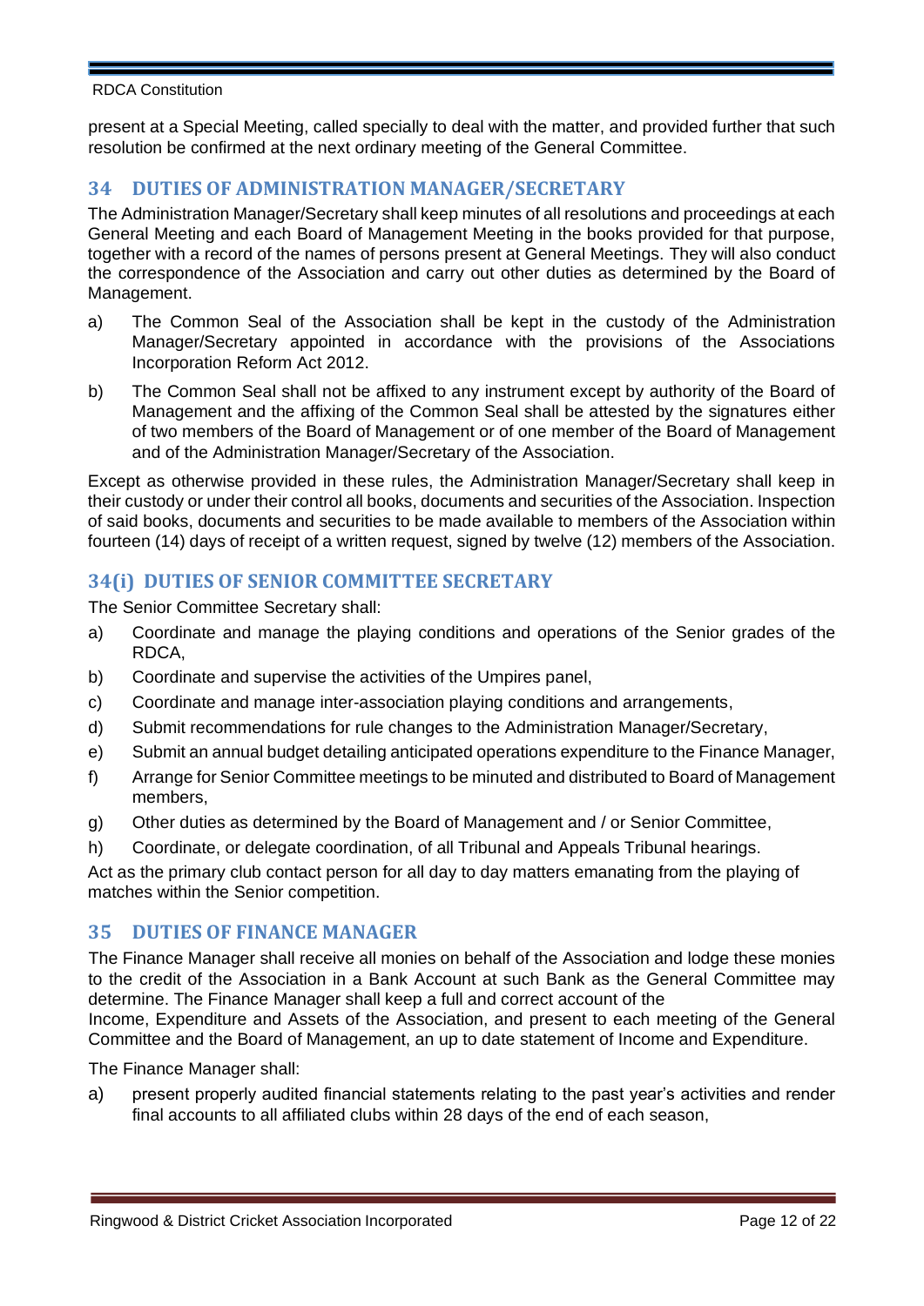present at a Special Meeting, called specially to deal with the matter, and provided further that such resolution be confirmed at the next ordinary meeting of the General Committee.

## 34 DUTIES OF ADMINISTRATION MANAGER/SECRETARY

The Administration Manager/Secretary shall keep minutes of all resolutions and proceedings at each General Meeting and each Board of Management Meeting in the books provided for that purpose, together with a record of the names of persons present at General Meetings. They will also conduct the correspondence of the Association and carry out other duties as determined by the Board of Management.

a) The Common Seal of the Association shall be kept in the custody of the Administration Manager/Secretary appointed in accordance with the provisions of the Associations Incorporation Reform Act 2012.

b) The Common Seal shall not be affixed to any instrument except by authority of the Board of Management and the affixing of the Common Seal shall be attested by the signatures either of two members of the Board of Management or of one member of the Board of Management and of the Administration Manager/Secretary of the Association.

Except as otherwise provided in these rules, the Administration Manager/Secretary shall keep in their custody or under their control all books, documents and securities of the Association. Inspection of said books, documents and securities to be made available to members of the Association within fourteen (14) days of receipt of a written request, signed by twelve (12) members of the Association.

## 34(i) DUTIES OF SENIOR COMMITTEE SECRETARY

The Senior Committee Secretary shall:

a) Coordinate and manage the playing conditions and operations of the Senior grades of the RDCA,

b) Coordinate and supervise the activities of the Umpires panel,

c) Coordinate and manage inter-association playing conditions and arrangements,

d) Submit recommendations for rule changes to the Administration Manager/Secretary,

e) Submit an annual budget detailing anticipated operations expenditure to the Finance Manager,

f) Arrange for Senior Committee meetings to be minuted and distributed to Board of Management members,

g) Other duties as determined by the Board of Management and / or Senior Committee,

h) Coordinate, or delegate coordination, of all Tribunal and Appeals Tribunal hearings.

Act as the primary club contact person for all day to day matters emanating from the playing of matches within the Senior competition.

## 35 DUTIES OF FINANCE MANAGER

The Finance Manager shall receive all monies on behalf of the Association and lodge these monies to the credit of the Association in a Bank Account at such Bank as the General Committee may determine. The Finance Manager shall keep a full and correct account of the Income, Expenditure and Assets of the Association, and present to each meeting of the General Committee and the Board of Management, an up to date statement of Income and Expenditure.

The Finance Manager shall:

a) present properly audited financial statements relating to the past year's activities and render final accounts to all affiliated clubs within 28 days of the end of each season,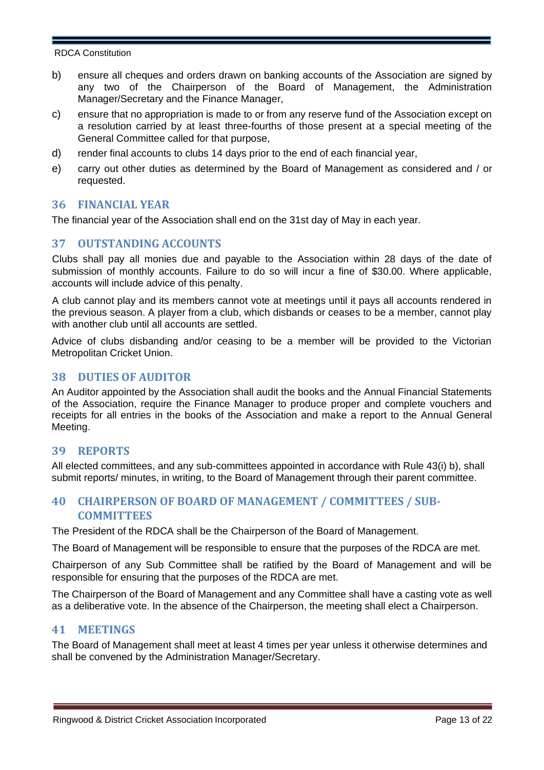b) ensure all cheques and orders drawn on banking accounts of the Association are signed by any two of the Chairperson of the Board of Management, the Administration Manager/Secretary and the Finance Manager,

c) ensure that no appropriation is made to or from any reserve fund of the Association except on a resolution carried by at least three-fourths of those present at a special meeting of the General Committee called for that purpose,

d) render final accounts to clubs 14 days prior to the end of each financial year,

e) carry out other duties as determined by the Board of Management as considered and / or requested.

## 36 FINANCIAL YEAR

The financial year of the Association shall end on the 31st day of May in each year.

## 37 OUTSTANDING ACCOUNTS

Clubs shall pay all monies due and payable to the Association within 28 days of the date of submission of monthly accounts. Failure to do so will incur a fine of $30.00. Where applicable, accounts will include advice of this penalty.

A club cannot play and its members cannot vote at meetings until it pays all accounts rendered in the previous season. A player from a club, which disbands or ceases to be a member, cannot play with another club until all accounts are settled.

Advice of clubs disbanding and/or ceasing to be a member will be provided to the Victorian Metropolitan Cricket Union.

## 38 DUTIES OF AUDITOR

An Auditor appointed by the Association shall audit the books and the Annual Financial Statements of the Association, require the Finance Manager to produce proper and complete vouchers and receipts for all entries in the books of the Association and make a report to the Annual General Meeting.

## 39 REPORTS

All elected committees, and any sub-committees appointed in accordance with Rule 43(i) b), shall submit reports/ minutes, in writing, to the Board of Management through their parent committee.

## 40 CHAIRPERSON OF BOARD OF MANAGEMENT / COMMITTEES / SUB-COMMITTEES

The President of the RDCA shall be the Chairperson of the Board of Management.

The Board of Management will be responsible to ensure that the purposes of the RDCA are met.

Chairperson of any Sub Committee shall be ratified by the Board of Management and will be responsible for ensuring that the purposes of the RDCA are met.

The Chairperson of the Board of Management and any Committee shall have a casting vote as well as a deliberative vote. In the absence of the Chairperson, the meeting shall elect a Chairperson.

## 41 MEETINGS

The Board of Management shall meet at least 4 times per year unless it otherwise determines and shall be convened by the Administration Manager/Secretary.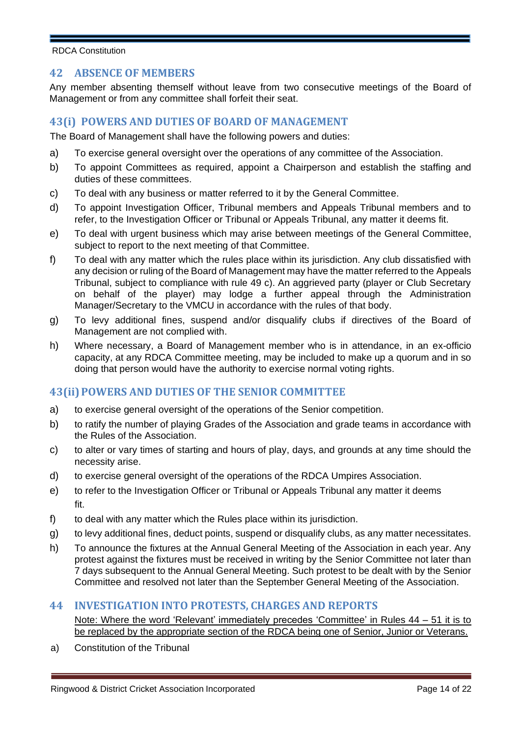## 42 ABSENCE OF MEMBERS

Any member absenting themself without leave from two consecutive meetings of the Board of Management or from any committee shall forfeit their seat.

## 43(i) POWERS AND DUTIES OF BOARD OF MANAGEMENT

The Board of Management shall have the following powers and duties:

a) To exercise general oversight over the operations of any committee of the Association.

b) To appoint Committees as required, appoint a Chairperson and establish the staffing and duties of these committees.

c) To deal with any business or matter referred to it by the General Committee.

d) To appoint Investigation Officer, Tribunal members and Appeals Tribunal members and to refer, to the Investigation Officer or Tribunal or Appeals Tribunal, any matter it deems fit.

e) To deal with urgent business which may arise between meetings of the General Committee, subject to report to the next meeting of that Committee.

f) To deal with any matter which the rules place within its jurisdiction. Any club dissatisfied with any decision or ruling of the Board of Management may have the matter referred to the Appeals Tribunal, subject to compliance with rule 49 c). An aggrieved party (player or Club Secretary on behalf of the player) may lodge a further appeal through the Administration Manager/Secretary to the VMCU in accordance with the rules of that body.

g) To levy additional fines, suspend and/or disqualify clubs if directives of the Board of Management are not complied with.

h) Where necessary, a Board of Management member who is in attendance, in an ex-officio capacity, at any RDCA Committee meeting, may be included to make up a quorum and in so doing that person would have the authority to exercise normal voting rights.

## 43(ii) POWERS AND DUTIES OF THE SENIOR COMMITTEE

a) to exercise general oversight of the operations of the Senior competition.

b) to ratify the number of playing Grades of the Association and grade teams in accordance with the Rules of the Association.

c) to alter or vary times of starting and hours of play, days, and grounds at any time should the necessity arise.

d) to exercise general oversight of the operations of the RDCA Umpires Association.

e) to refer to the Investigation Officer or Tribunal or Appeals Tribunal any matter it deems fit.

f) to deal with any matter which the Rules place within its jurisdiction.

g) to levy additional fines, deduct points, suspend or disqualify clubs, as any matter necessitates.

h) To announce the fixtures at the Annual General Meeting of the Association in each year. Any protest against the fixtures must be received in writing by the Senior Committee not later than 7 days subsequent to the Annual General Meeting. Such protest to be dealt with by the Senior Committee and resolved not later than the September General Meeting of the Association.

## 44 INVESTIGATION INTO PROTESTS, CHARGES AND REPORTS

<u>Note: Where the word 'Relevant' immediately precedes 'Committee' in Rules 44 – 51 it is to be replaced by the appropriate section of the RDCA being one of Senior, Junior or Veterans.</u>

a) Constitution of the Tribunal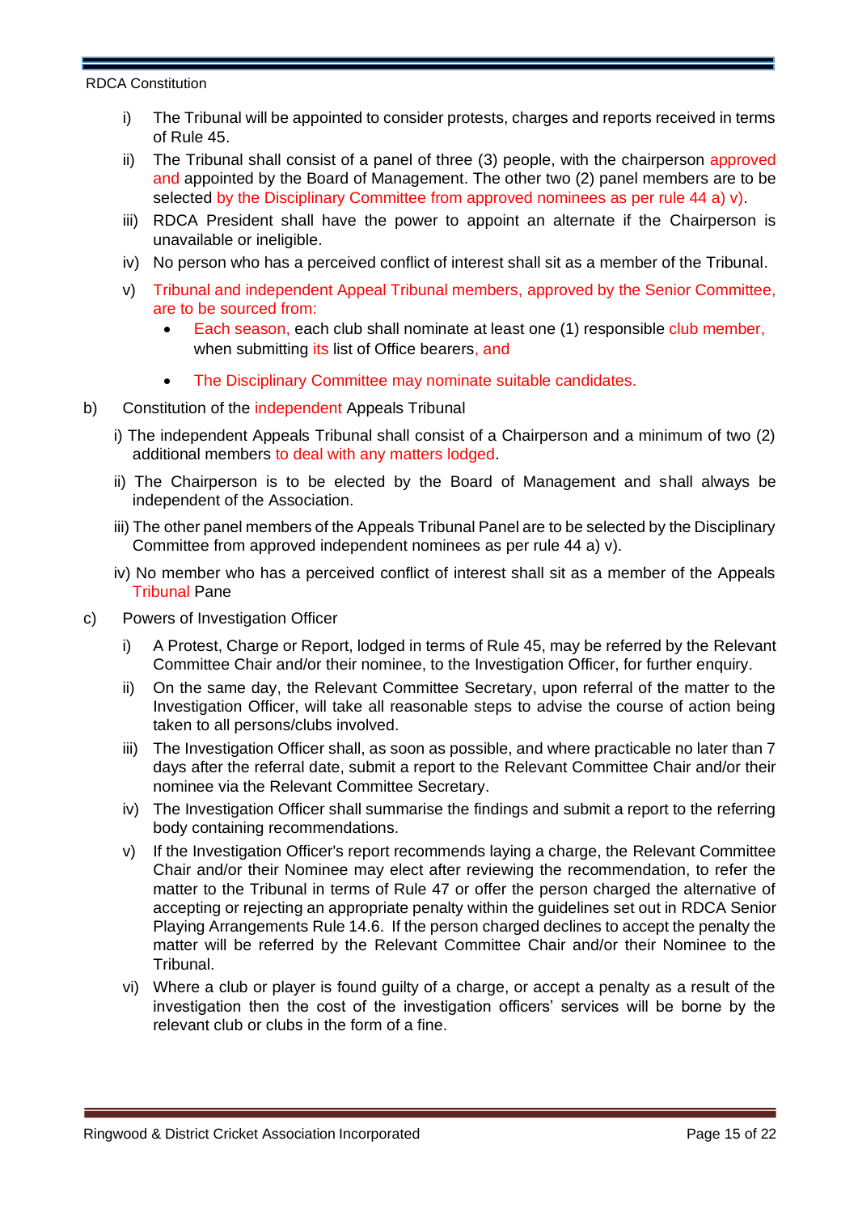i) The Tribunal will be appointed to consider protests, charges and reports received in terms of Rule 45.

ii) The Tribunal shall consist of a panel of three (3) people, with the chairperson approved and appointed by the Board of Management. The other two (2) panel members are to be selected by the Disciplinary Committee from approved nominees as per rule 44 a) v).

iii) RDCA President shall have the power to appoint an alternate if the Chairperson is unavailable or ineligible.

iv) No person who has a perceived conflict of interest shall sit as a member of the Tribunal.

v) Tribunal and independent Appeal Tribunal members, approved by the Senior Committee, are to be sourced from:

- Each season, each club shall nominate at least one (1) responsible club member, when submitting its list of Office bearers, and
- The Disciplinary Committee may nominate suitable candidates.

b) Constitution of the independent Appeals Tribunal

i) The independent Appeals Tribunal shall consist of a Chairperson and a minimum of two (2) additional members to deal with any matters lodged.

ii) The Chairperson is to be elected by the Board of Management and shall always be independent of the Association.

iii) The other panel members of the Appeals Tribunal Panel are to be selected by the Disciplinary Committee from approved independent nominees as per rule 44 a) v).

iv) No member who has a perceived conflict of interest shall sit as a member of the Appeals Tribunal Pane

c) Powers of Investigation Officer

i) A Protest, Charge or Report, lodged in terms of Rule 45, may be referred by the Relevant Committee Chair and/or their nominee, to the Investigation Officer, for further enquiry.

ii) On the same day, the Relevant Committee Secretary, upon referral of the matter to the Investigation Officer, will take all reasonable steps to advise the course of action being taken to all persons/clubs involved.

iii) The Investigation Officer shall, as soon as possible, and where practicable no later than 7 days after the referral date, submit a report to the Relevant Committee Chair and/or their nominee via the Relevant Committee Secretary.

iv) The Investigation Officer shall summarise the findings and submit a report to the referring body containing recommendations.

v) If the Investigation Officer's report recommends laying a charge, the Relevant Committee Chair and/or their Nominee may elect after reviewing the recommendation, to refer the matter to the Tribunal in terms of Rule 47 or offer the person charged the alternative of accepting or rejecting an appropriate penalty within the guidelines set out in RDCA Senior Playing Arrangements Rule 14.6. If the person charged declines to accept the penalty the matter will be referred by the Relevant Committee Chair and/or their Nominee to the Tribunal.

vi) Where a club or player is found guilty of a charge, or accept a penalty as a result of the investigation then the cost of the investigation officers' services will be borne by the relevant club or clubs in the form of a fine.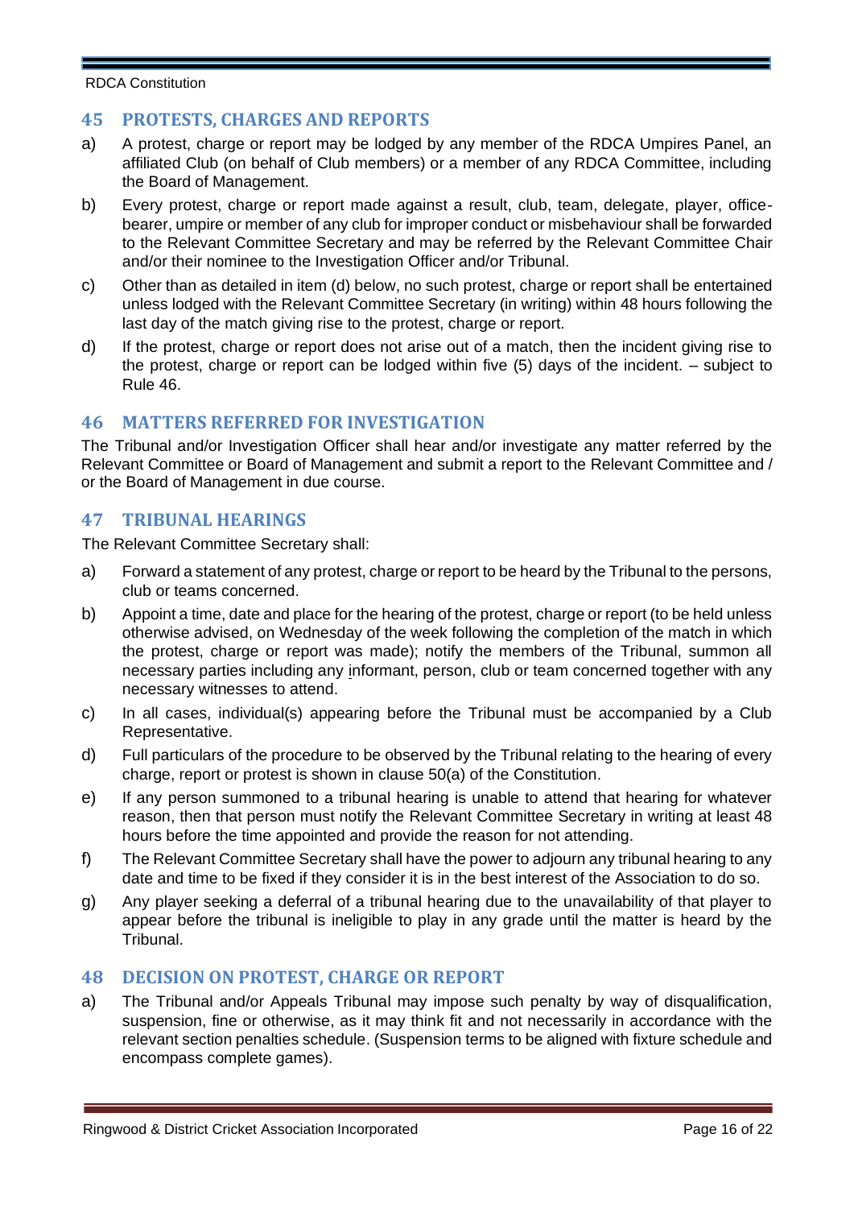## 45 PROTESTS, CHARGES AND REPORTS

a) A protest, charge or report may be lodged by any member of the RDCA Umpires Panel, an affiliated Club (on behalf of Club members) or a member of any RDCA Committee, including the Board of Management.

b) Every protest, charge or report made against a result, club, team, delegate, player, office-bearer, umpire or member of any club for improper conduct or misbehaviour shall be forwarded to the Relevant Committee Secretary and may be referred by the Relevant Committee Chair and/or their nominee to the Investigation Officer and/or Tribunal.

c) Other than as detailed in item (d) below, no such protest, charge or report shall be entertained unless lodged with the Relevant Committee Secretary (in writing) within 48 hours following the last day of the match giving rise to the protest, charge or report.

d) If the protest, charge or report does not arise out of a match, then the incident giving rise to the protest, charge or report can be lodged within five (5) days of the incident. – subject to Rule 46.

## 46 MATTERS REFERRED FOR INVESTIGATION

The Tribunal and/or Investigation Officer shall hear and/or investigate any matter referred by the Relevant Committee or Board of Management and submit a report to the Relevant Committee and / or the Board of Management in due course.

## 47 TRIBUNAL HEARINGS

The Relevant Committee Secretary shall:

a) Forward a statement of any protest, charge or report to be heard by the Tribunal to the persons, club or teams concerned.

b) Appoint a time, date and place for the hearing of the protest, charge or report (to be held unless otherwise advised, on Wednesday of the week following the completion of the match in which the protest, charge or report was made); notify the members of the Tribunal, summon all necessary parties including any informant, person, club or team concerned together with any necessary witnesses to attend.

c) In all cases, individual(s) appearing before the Tribunal must be accompanied by a Club Representative.

d) Full particulars of the procedure to be observed by the Tribunal relating to the hearing of every charge, report or protest is shown in clause 50(a) of the Constitution.

e) If any person summoned to a tribunal hearing is unable to attend that hearing for whatever reason, then that person must notify the Relevant Committee Secretary in writing at least 48 hours before the time appointed and provide the reason for not attending.

f) The Relevant Committee Secretary shall have the power to adjourn any tribunal hearing to any date and time to be fixed if they consider it is in the best interest of the Association to do so.

g) Any player seeking a deferral of a tribunal hearing due to the unavailability of that player to appear before the tribunal is ineligible to play in any grade until the matter is heard by the Tribunal.

## 48 DECISION ON PROTEST, CHARGE OR REPORT

a) The Tribunal and/or Appeals Tribunal may impose such penalty by way of disqualification, suspension, fine or otherwise, as it may think fit and not necessarily in accordance with the relevant section penalties schedule. (Suspension terms to be aligned with fixture schedule and encompass complete games).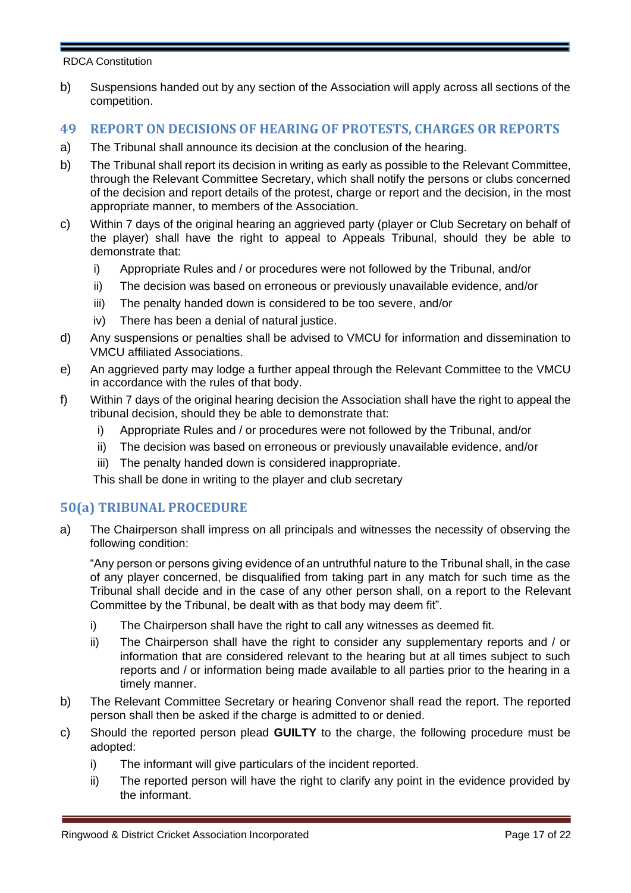b) Suspensions handed out by any section of the Association will apply across all sections of the competition.

## 49 REPORT ON DECISIONS OF HEARING OF PROTESTS, CHARGES OR REPORTS

a) The Tribunal shall announce its decision at the conclusion of the hearing.

b) The Tribunal shall report its decision in writing as early as possible to the Relevant Committee, through the Relevant Committee Secretary, which shall notify the persons or clubs concerned of the decision and report details of the protest, charge or report and the decision, in the most appropriate manner, to members of the Association.

c) Within 7 days of the original hearing an aggrieved party (player or Club Secretary on behalf of the player) shall have the right to appeal to Appeals Tribunal, should they be able to demonstrate that:

   i) Appropriate Rules and / or procedures were not followed by the Tribunal, and/or

   ii) The decision was based on erroneous or previously unavailable evidence, and/or

   iii) The penalty handed down is considered to be too severe, and/or

   iv) There has been a denial of natural justice.

d) Any suspensions or penalties shall be advised to VMCU for information and dissemination to VMCU affiliated Associations.

e) An aggrieved party may lodge a further appeal through the Relevant Committee to the VMCU in accordance with the rules of that body.

f) Within 7 days of the original hearing decision the Association shall have the right to appeal the tribunal decision, should they be able to demonstrate that:

   i) Appropriate Rules and / or procedures were not followed by the Tribunal, and/or

   ii) The decision was based on erroneous or previously unavailable evidence, and/or

   iii) The penalty handed down is considered inappropriate.

   This shall be done in writing to the player and club secretary

## 50(a) TRIBUNAL PROCEDURE

a) The Chairperson shall impress on all principals and witnesses the necessity of observing the following condition:

   "Any person or persons giving evidence of an untruthful nature to the Tribunal shall, in the case of any player concerned, be disqualified from taking part in any match for such time as the Tribunal shall decide and in the case of any other person shall, on a report to the Relevant Committee by the Tribunal, be dealt with as that body may deem fit".

   i) The Chairperson shall have the right to call any witnesses as deemed fit.

   ii) The Chairperson shall have the right to consider any supplementary reports and / or information that are considered relevant to the hearing but at all times subject to such reports and / or information being made available to all parties prior to the hearing in a timely manner.

b) The Relevant Committee Secretary or hearing Convenor shall read the report. The reported person shall then be asked if the charge is admitted to or denied.

c) Should the reported person plead **GUILTY** to the charge, the following procedure must be adopted:

   i) The informant will give particulars of the incident reported.

   ii) The reported person will have the right to clarify any point in the evidence provided by the informant.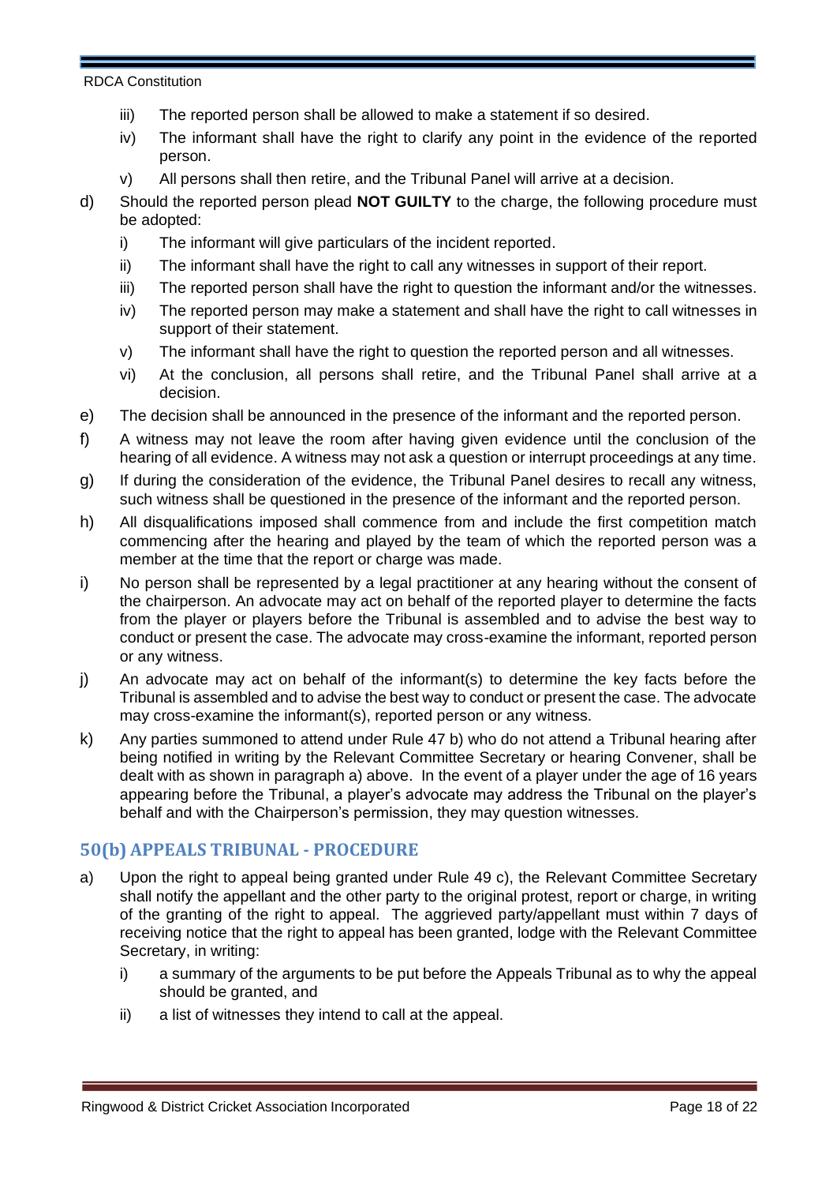iii) The reported person shall be allowed to make a statement if so desired.

iv) The informant shall have the right to clarify any point in the evidence of the reported person.

v) All persons shall then retire, and the Tribunal Panel will arrive at a decision.

d) Should the reported person plead **NOT GUILTY** to the charge, the following procedure must be adopted:

i) The informant will give particulars of the incident reported.

ii) The informant shall have the right to call any witnesses in support of their report.

iii) The reported person shall have the right to question the informant and/or the witnesses.

iv) The reported person may make a statement and shall have the right to call witnesses in support of their statement.

v) The informant shall have the right to question the reported person and all witnesses.

vi) At the conclusion, all persons shall retire, and the Tribunal Panel shall arrive at a decision.

e) The decision shall be announced in the presence of the informant and the reported person.

f) A witness may not leave the room after having given evidence until the conclusion of the hearing of all evidence. A witness may not ask a question or interrupt proceedings at any time.

g) If during the consideration of the evidence, the Tribunal Panel desires to recall any witness, such witness shall be questioned in the presence of the informant and the reported person.

h) All disqualifications imposed shall commence from and include the first competition match commencing after the hearing and played by the team of which the reported person was a member at the time that the report or charge was made.

i) No person shall be represented by a legal practitioner at any hearing without the consent of the chairperson. An advocate may act on behalf of the reported player to determine the facts from the player or players before the Tribunal is assembled and to advise the best way to conduct or present the case. The advocate may cross-examine the informant, reported person or any witness.

j) An advocate may act on behalf of the informant(s) to determine the key facts before the Tribunal is assembled and to advise the best way to conduct or present the case. The advocate may cross-examine the informant(s), reported person or any witness.

k) Any parties summoned to attend under Rule 47 b) who do not attend a Tribunal hearing after being notified in writing by the Relevant Committee Secretary or hearing Convener, shall be dealt with as shown in paragraph a) above. In the event of a player under the age of 16 years appearing before the Tribunal, a player's advocate may address the Tribunal on the player's behalf and with the Chairperson's permission, they may question witnesses.

## 50(b) APPEALS TRIBUNAL - PROCEDURE

a) Upon the right to appeal being granted under Rule 49 c), the Relevant Committee Secretary shall notify the appellant and the other party to the original protest, report or charge, in writing of the granting of the right to appeal. The aggrieved party/appellant must within 7 days of receiving notice that the right to appeal has been granted, lodge with the Relevant Committee Secretary, in writing:

i) a summary of the arguments to be put before the Appeals Tribunal as to why the appeal should be granted, and

ii) a list of witnesses they intend to call at the appeal.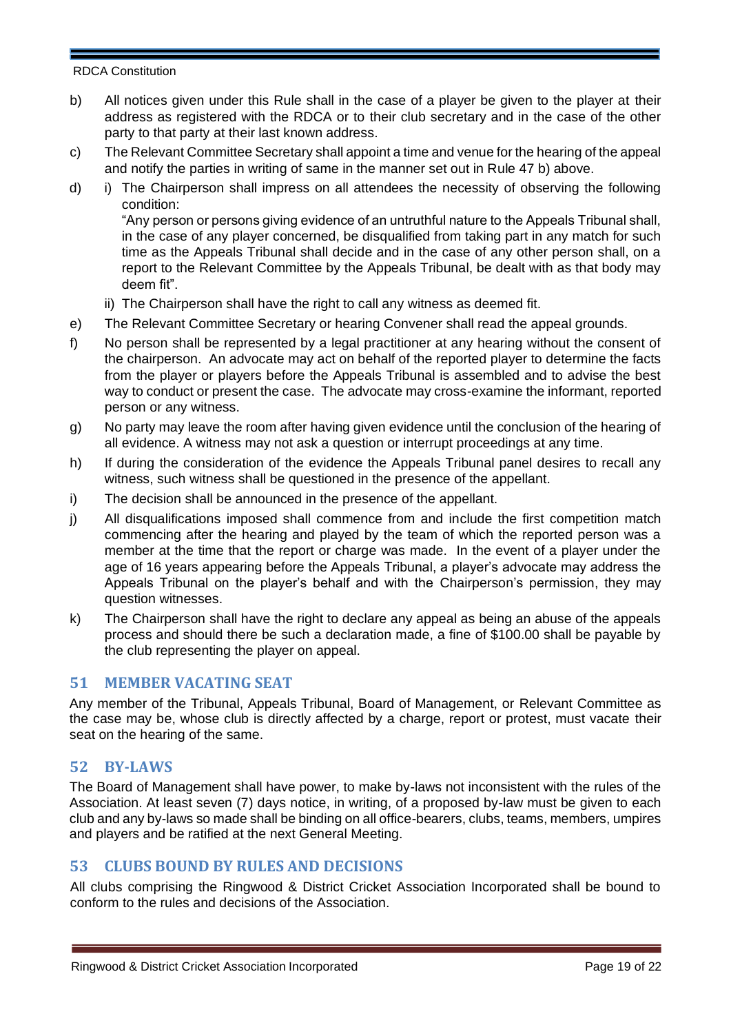b) All notices given under this Rule shall in the case of a player be given to the player at their address as registered with the RDCA or to their club secretary and in the case of the other party to that party at their last known address.

c) The Relevant Committee Secretary shall appoint a time and venue for the hearing of the appeal and notify the parties in writing of same in the manner set out in Rule 47 b) above.

d) i) The Chairperson shall impress on all attendees the necessity of observing the following condition:
"Any person or persons giving evidence of an untruthful nature to the Appeals Tribunal shall, in the case of any player concerned, be disqualified from taking part in any match for such time as the Appeals Tribunal shall decide and in the case of any other person shall, on a report to the Relevant Committee by the Appeals Tribunal, be dealt with as that body may deem fit".

   ii) The Chairperson shall have the right to call any witness as deemed fit.

e) The Relevant Committee Secretary or hearing Convener shall read the appeal grounds.

f) No person shall be represented by a legal practitioner at any hearing without the consent of the chairperson. An advocate may act on behalf of the reported player to determine the facts from the player or players before the Appeals Tribunal is assembled and to advise the best way to conduct or present the case. The advocate may cross-examine the informant, reported person or any witness.

g) No party may leave the room after having given evidence until the conclusion of the hearing of all evidence. A witness may not ask a question or interrupt proceedings at any time.

h) If during the consideration of the evidence the Appeals Tribunal panel desires to recall any witness, such witness shall be questioned in the presence of the appellant.

i) The decision shall be announced in the presence of the appellant.

j) All disqualifications imposed shall commence from and include the first competition match commencing after the hearing and played by the team of which the reported person was a member at the time that the report or charge was made. In the event of a player under the age of 16 years appearing before the Appeals Tribunal, a player's advocate may address the Appeals Tribunal on the player's behalf and with the Chairperson's permission, they may question witnesses.

k) The Chairperson shall have the right to declare any appeal as being an abuse of the appeals process and should there be such a declaration made, a fine of $100.00 shall be payable by the club representing the player on appeal.

## 51 MEMBER VACATING SEAT

Any member of the Tribunal, Appeals Tribunal, Board of Management, or Relevant Committee as the case may be, whose club is directly affected by a charge, report or protest, must vacate their seat on the hearing of the same.

## 52 BY-LAWS

The Board of Management shall have power, to make by-laws not inconsistent with the rules of the Association. At least seven (7) days notice, in writing, of a proposed by-law must be given to each club and any by-laws so made shall be binding on all office-bearers, clubs, teams, members, umpires and players and be ratified at the next General Meeting.

## 53 CLUBS BOUND BY RULES AND DECISIONS

All clubs comprising the Ringwood & District Cricket Association Incorporated shall be bound to conform to the rules and decisions of the Association.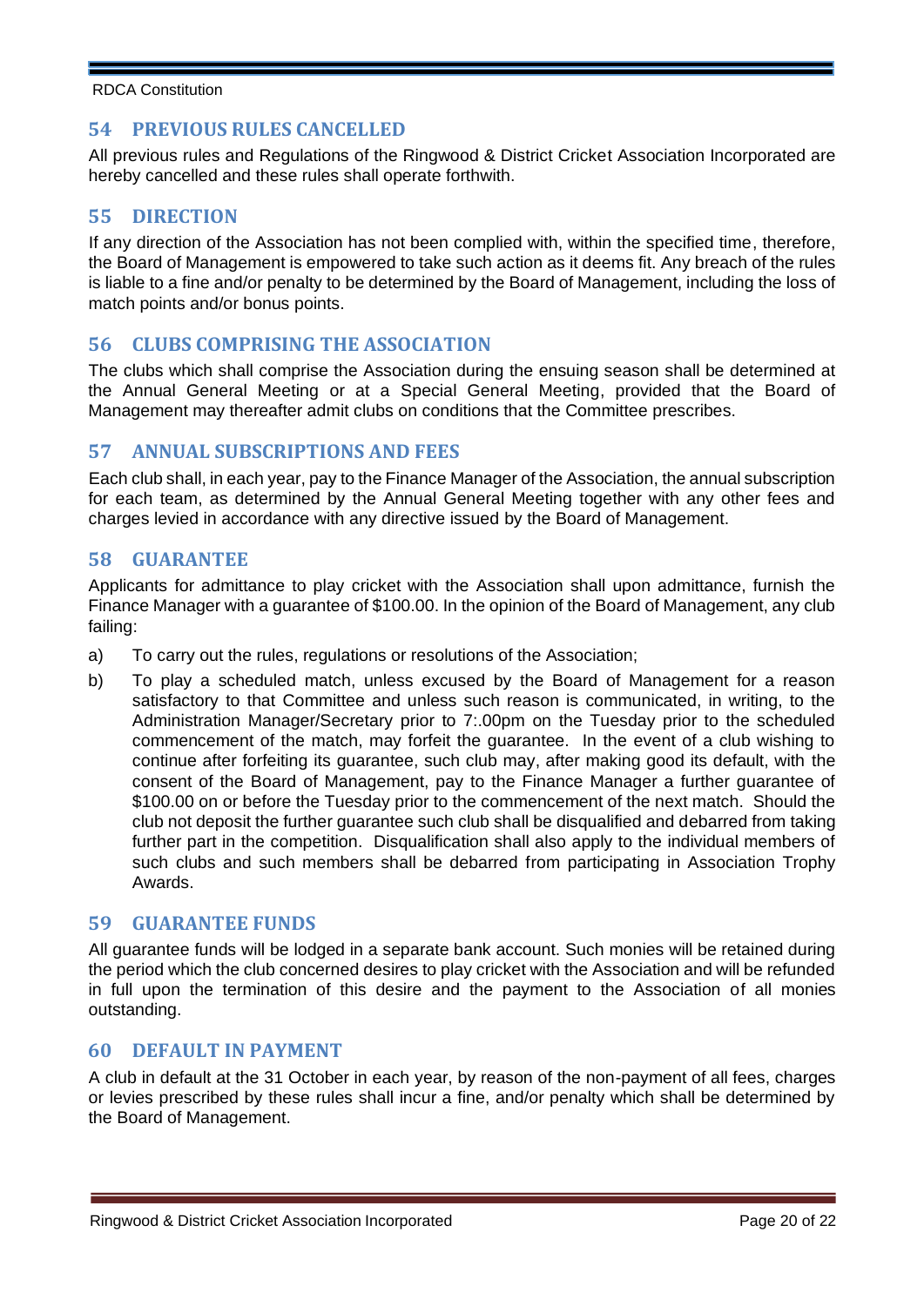## 54 PREVIOUS RULES CANCELLED

All previous rules and Regulations of the Ringwood & District Cricket Association Incorporated are hereby cancelled and these rules shall operate forthwith.

## 55 DIRECTION

If any direction of the Association has not been complied with, within the specified time, therefore, the Board of Management is empowered to take such action as it deems fit. Any breach of the rules is liable to a fine and/or penalty to be determined by the Board of Management, including the loss of match points and/or bonus points.

## 56 CLUBS COMPRISING THE ASSOCIATION

The clubs which shall comprise the Association during the ensuing season shall be determined at the Annual General Meeting or at a Special General Meeting, provided that the Board of Management may thereafter admit clubs on conditions that the Committee prescribes.

## 57 ANNUAL SUBSCRIPTIONS AND FEES

Each club shall, in each year, pay to the Finance Manager of the Association, the annual subscription for each team, as determined by the Annual General Meeting together with any other fees and charges levied in accordance with any directive issued by the Board of Management.

## 58 GUARANTEE

Applicants for admittance to play cricket with the Association shall upon admittance, furnish the Finance Manager with a guarantee of $100.00. In the opinion of the Board of Management, any club failing:

a) To carry out the rules, regulations or resolutions of the Association;

b) To play a scheduled match, unless excused by the Board of Management for a reason satisfactory to that Committee and unless such reason is communicated, in writing, to the Administration Manager/Secretary prior to 7:.00pm on the Tuesday prior to the scheduled commencement of the match, may forfeit the guarantee. In the event of a club wishing to continue after forfeiting its guarantee, such club may, after making good its default, with the consent of the Board of Management, pay to the Finance Manager a further guarantee of $100.00 on or before the Tuesday prior to the commencement of the next match. Should the club not deposit the further guarantee such club shall be disqualified and debarred from taking further part in the competition. Disqualification shall also apply to the individual members of such clubs and such members shall be debarred from participating in Association Trophy Awards.

## 59 GUARANTEE FUNDS

All guarantee funds will be lodged in a separate bank account. Such monies will be retained during the period which the club concerned desires to play cricket with the Association and will be refunded in full upon the termination of this desire and the payment to the Association of all monies outstanding.

## 60 DEFAULT IN PAYMENT

A club in default at the 31 October in each year, by reason of the non-payment of all fees, charges or levies prescribed by these rules shall incur a fine, and/or penalty which shall be determined by the Board of Management.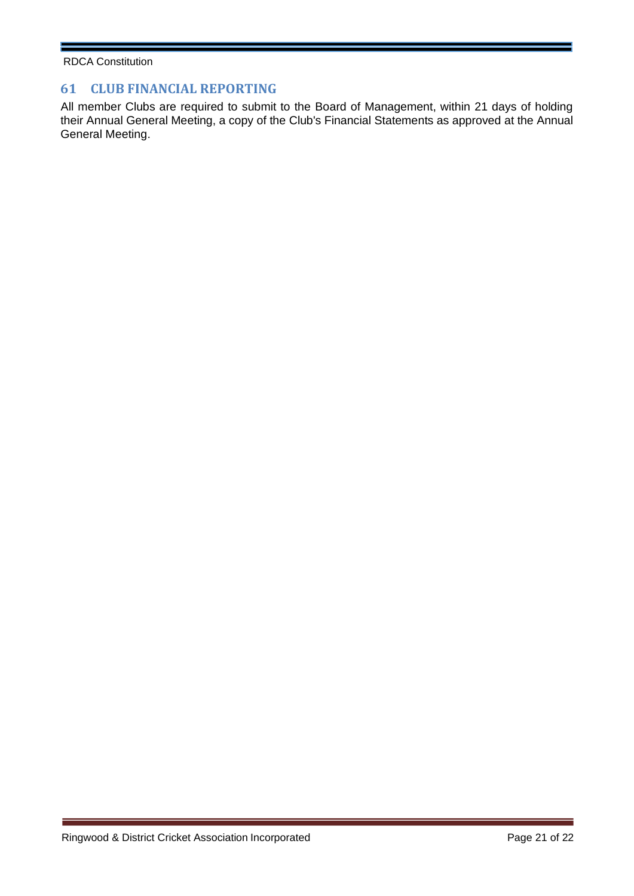## 61 CLUB FINANCIAL REPORTING

All member Clubs are required to submit to the Board of Management, within 21 days of holding their Annual General Meeting, a copy of the Club's Financial Statements as approved at the Annual General Meeting.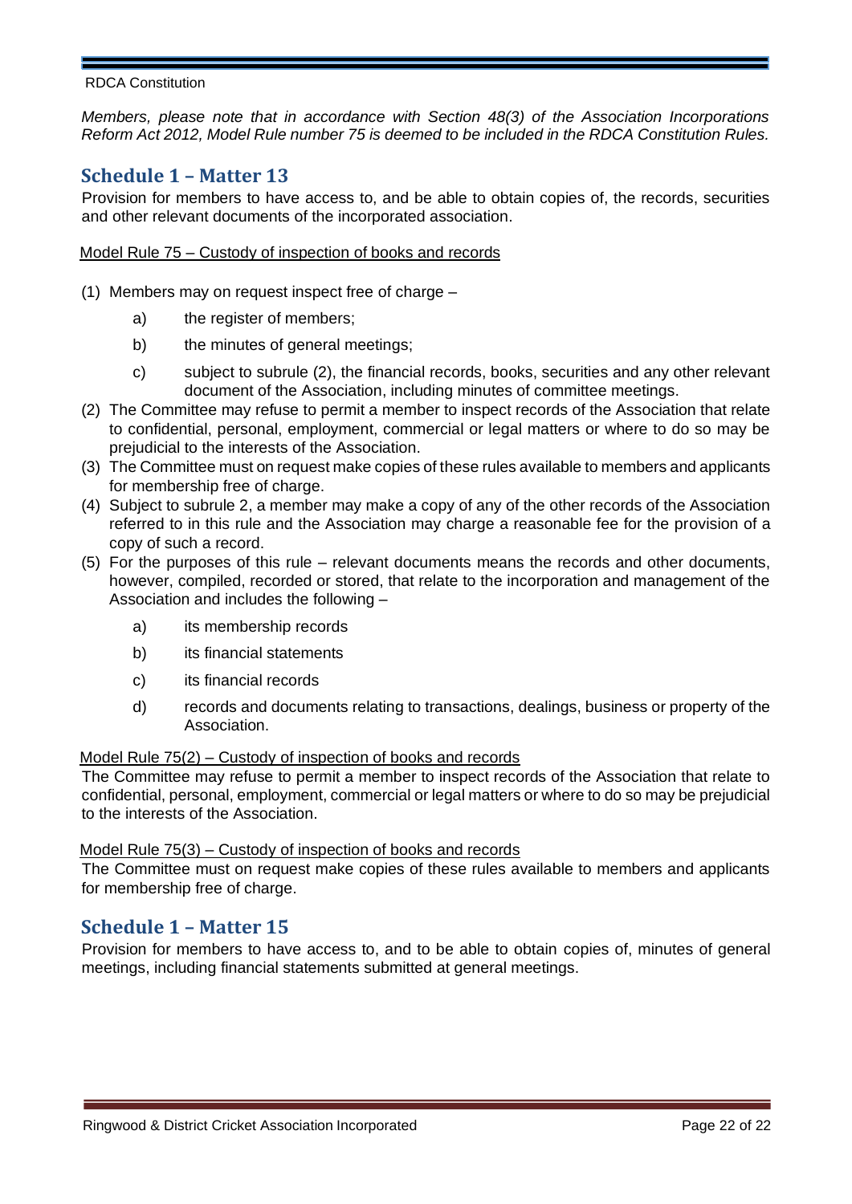*Members, please note that in accordance with Section 48(3) of the Association Incorporations Reform Act 2012, Model Rule number 75 is deemed to be included in the RDCA Constitution Rules.*

## Schedule 1 – Matter 13

Provision for members to have access to, and be able to obtain copies of, the records, securities and other relevant documents of the incorporated association.

<u>Model Rule 75 – Custody of inspection of books and records</u>

(1) Members may on request inspect free of charge –

   a) the register of members;

   b) the minutes of general meetings;

   c) subject to subrule (2), the financial records, books, securities and any other relevant document of the Association, including minutes of committee meetings.

(2) The Committee may refuse to permit a member to inspect records of the Association that relate to confidential, personal, employment, commercial or legal matters or where to do so may be prejudicial to the interests of the Association.

(3) The Committee must on request make copies of these rules available to members and applicants for membership free of charge.

(4) Subject to subrule 2, a member may make a copy of any of the other records of the Association referred to in this rule and the Association may charge a reasonable fee for the provision of a copy of such a record.

(5) For the purposes of this rule – relevant documents means the records and other documents, however, compiled, recorded or stored, that relate to the incorporation and management of the Association and includes the following –

   a) its membership records

   b) its financial statements

   c) its financial records

   d) records and documents relating to transactions, dealings, business or property of the Association.

<u>Model Rule 75(2) – Custody of inspection of books and records</u>

The Committee may refuse to permit a member to inspect records of the Association that relate to confidential, personal, employment, commercial or legal matters or where to do so may be prejudicial to the interests of the Association.

<u>Model Rule 75(3) – Custody of inspection of books and records</u>

The Committee must on request make copies of these rules available to members and applicants for membership free of charge.

## Schedule 1 – Matter 15

Provision for members to have access to, and to be able to obtain copies of, minutes of general meetings, including financial statements submitted at general meetings.